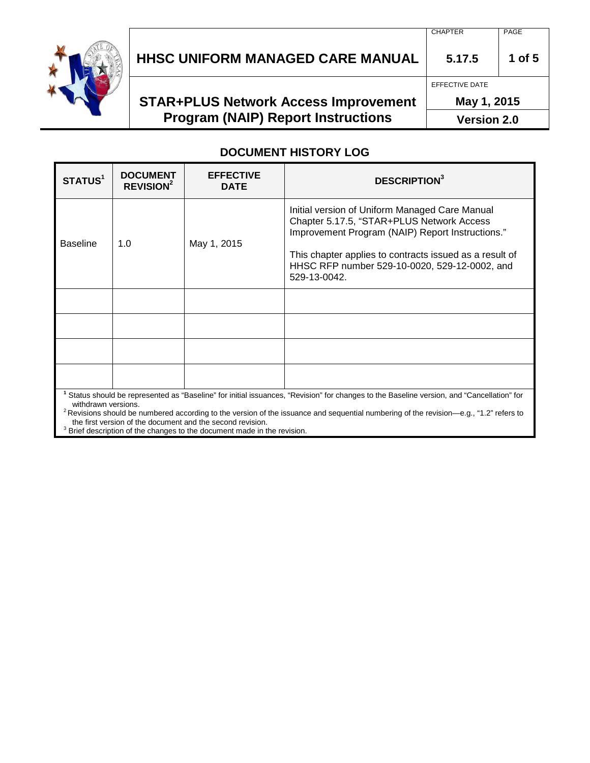# HHSC UNIFORM MANAGED CARE MANUAL

| CHAPTER | PAGE |
| --- | --- |
| 5.17.5 | 1 of 5 |

## STAR+PLUS Network Access Improvement Program (NAIP) Report Instructions

EFFECTIVE DATE

**May 1, 2015**

**Version 2.0**

## DOCUMENT HISTORY LOG

| STATUS[1] | DOCUMENT REVISION[2] | EFFECTIVE DATE | DESCRIPTION[3] |
| --- | --- | --- | --- |
| Baseline | 1.0 | May 1, 2015 | Initial version of Uniform Managed Care Manual Chapter 5.17.5, "STAR+PLUS Network Access Improvement Program (NAIP) Report Instructions."<br><br>This chapter applies to contracts issued as a result of HHSC RFP number 529-10-0020, 529-12-0002, and 529-13-0042. |
| | | | |
| | | | |
| | | | |
| | | | |

[1] Status should be represented as "Baseline" for initial issuances, "Revision" for changes to the Baseline version, and "Cancellation" for withdrawn versions.

[2] Revisions should be numbered according to the version of the issuance and sequential numbering of the revision—e.g., "1.2" refers to the first version of the document and the second revision.

[3] Brief description of the changes to the document made in the revision.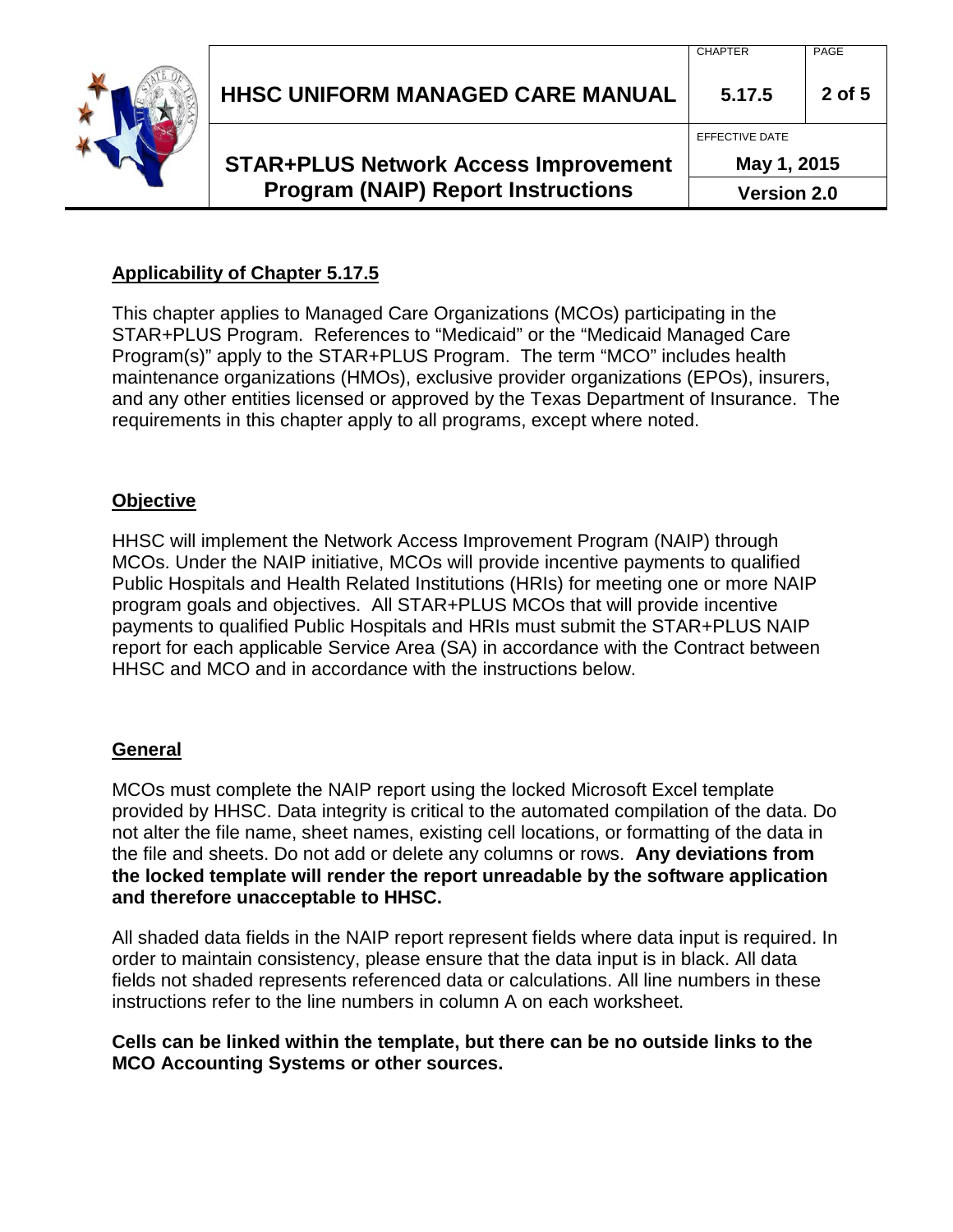## Applicability of Chapter 5.17.5

This chapter applies to Managed Care Organizations (MCOs) participating in the STAR+PLUS Program. References to "Medicaid" or the "Medicaid Managed Care Program(s)" apply to the STAR+PLUS Program. The term "MCO" includes health maintenance organizations (HMOs), exclusive provider organizations (EPOs), insurers, and any other entities licensed or approved by the Texas Department of Insurance. The requirements in this chapter apply to all programs, except where noted.

## Objective

HHSC will implement the Network Access Improvement Program (NAIP) through MCOs. Under the NAIP initiative, MCOs will provide incentive payments to qualified Public Hospitals and Health Related Institutions (HRIs) for meeting one or more NAIP program goals and objectives. All STAR+PLUS MCOs that will provide incentive payments to qualified Public Hospitals and HRIs must submit the STAR+PLUS NAIP report for each applicable Service Area (SA) in accordance with the Contract between HHSC and MCO and in accordance with the instructions below.

## General

MCOs must complete the NAIP report using the locked Microsoft Excel template provided by HHSC. Data integrity is critical to the automated compilation of the data. Do not alter the file name, sheet names, existing cell locations, or formatting of the data in the file and sheets. Do not add or delete any columns or rows. **Any deviations from the locked template will render the report unreadable by the software application and therefore unacceptable to HHSC.**

All shaded data fields in the NAIP report represent fields where data input is required. In order to maintain consistency, please ensure that the data input is in black. All data fields not shaded represents referenced data or calculations. All line numbers in these instructions refer to the line numbers in column A on each worksheet.

**Cells can be linked within the template, but there can be no outside links to the MCO Accounting Systems or other sources.**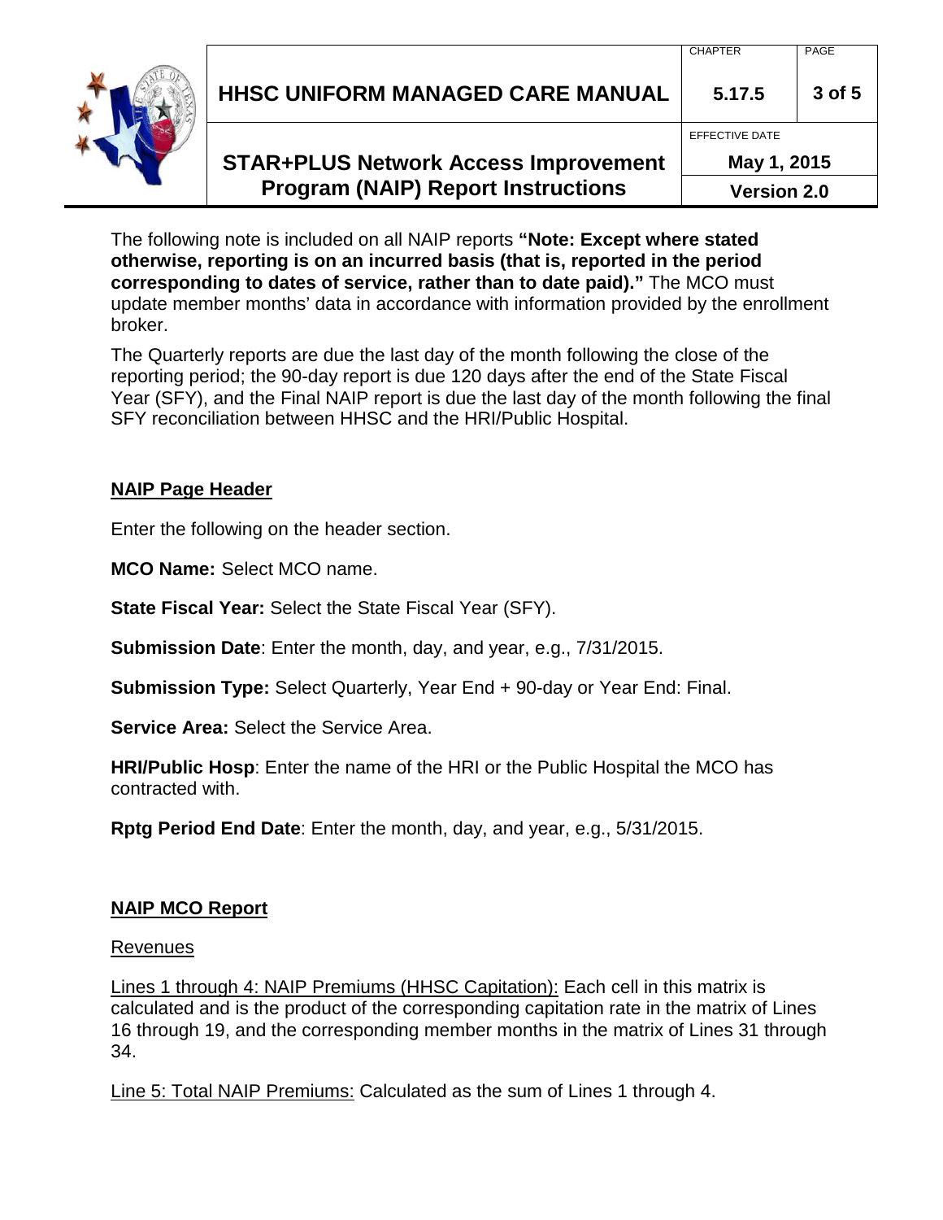The following note is included on all NAIP reports **"Note: Except where stated otherwise, reporting is on an incurred basis (that is, reported in the period corresponding to dates of service, rather than to date paid)."** The MCO must update member months' data in accordance with information provided by the enrollment broker.

The Quarterly reports are due the last day of the month following the close of the reporting period; the 90-day report is due 120 days after the end of the State Fiscal Year (SFY), and the Final NAIP report is due the last day of the month following the final SFY reconciliation between HHSC and the HRI/Public Hospital.

## NAIP Page Header

Enter the following on the header section.

**MCO Name:** Select MCO name.

**State Fiscal Year:** Select the State Fiscal Year (SFY).

**Submission Date**: Enter the month, day, and year, e.g., 7/31/2015.

**Submission Type:** Select Quarterly, Year End + 90-day or Year End: Final.

**Service Area:** Select the Service Area.

**HRI/Public Hosp**: Enter the name of the HRI or the Public Hospital the MCO has contracted with.

**Rptg Period End Date**: Enter the month, day, and year, e.g., 5/31/2015.

## NAIP MCO Report

Revenues

Lines 1 through 4: NAIP Premiums (HHSC Capitation): Each cell in this matrix is calculated and is the product of the corresponding capitation rate in the matrix of Lines 16 through 19, and the corresponding member months in the matrix of Lines 31 through 34.

Line 5: Total NAIP Premiums: Calculated as the sum of Lines 1 through 4.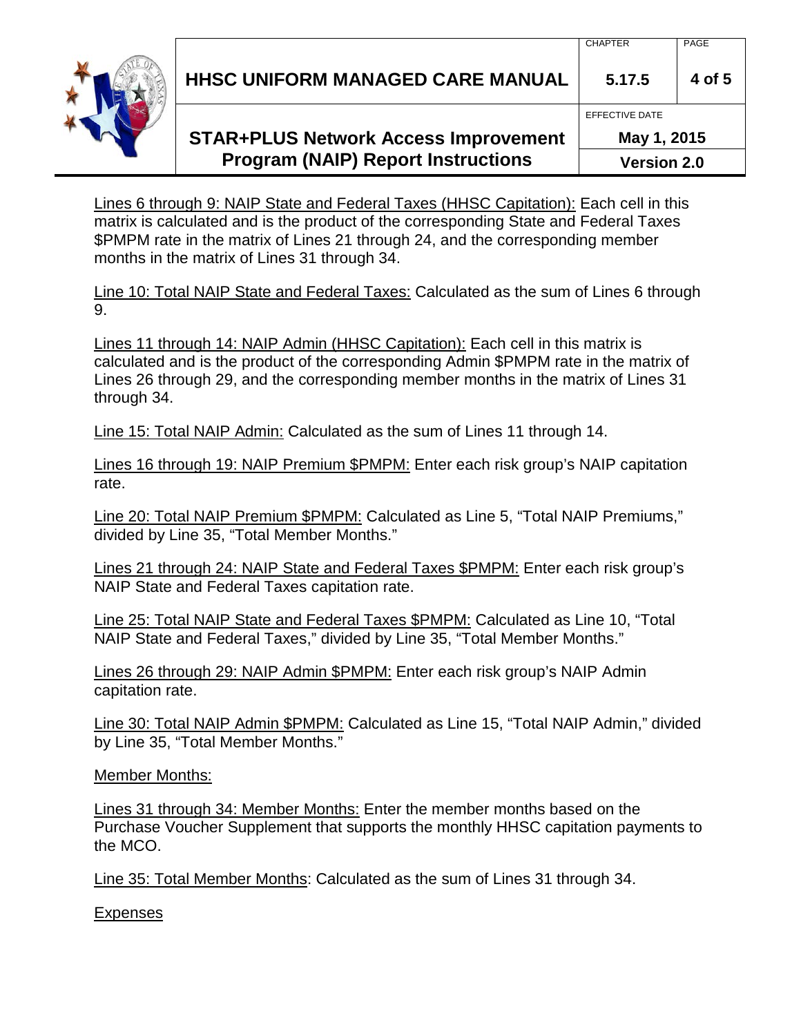Lines 6 through 9: NAIP State and Federal Taxes (HHSC Capitation): Each cell in this matrix is calculated and is the product of the corresponding State and Federal Taxes $PMPM rate in the matrix of Lines 21 through 24, and the corresponding member months in the matrix of Lines 31 through 34.

Line 10: Total NAIP State and Federal Taxes: Calculated as the sum of Lines 6 through 9.

Lines 11 through 14: NAIP Admin (HHSC Capitation): Each cell in this matrix is calculated and is the product of the corresponding Admin $PMPM rate in the matrix of Lines 26 through 29, and the corresponding member months in the matrix of Lines 31 through 34.

Line 15: Total NAIP Admin: Calculated as the sum of Lines 11 through 14.

Lines 16 through 19: NAIP Premium $PMPM: Enter each risk group's NAIP capitation rate.

Line 20: Total NAIP Premium $PMPM: Calculated as Line 5, "Total NAIP Premiums," divided by Line 35, "Total Member Months."

Lines 21 through 24: NAIP State and Federal Taxes $PMPM: Enter each risk group's NAIP State and Federal Taxes capitation rate.

Line 25: Total NAIP State and Federal Taxes $PMPM: Calculated as Line 10, "Total NAIP State and Federal Taxes," divided by Line 35, "Total Member Months."

Lines 26 through 29: NAIP Admin $PMPM: Enter each risk group's NAIP Admin capitation rate.

Line 30: Total NAIP Admin $PMPM: Calculated as Line 15, "Total NAIP Admin," divided by Line 35, "Total Member Months."

Member Months:

Lines 31 through 34: Member Months: Enter the member months based on the Purchase Voucher Supplement that supports the monthly HHSC capitation payments to the MCO.

Line 35: Total Member Months: Calculated as the sum of Lines 31 through 34.

Expenses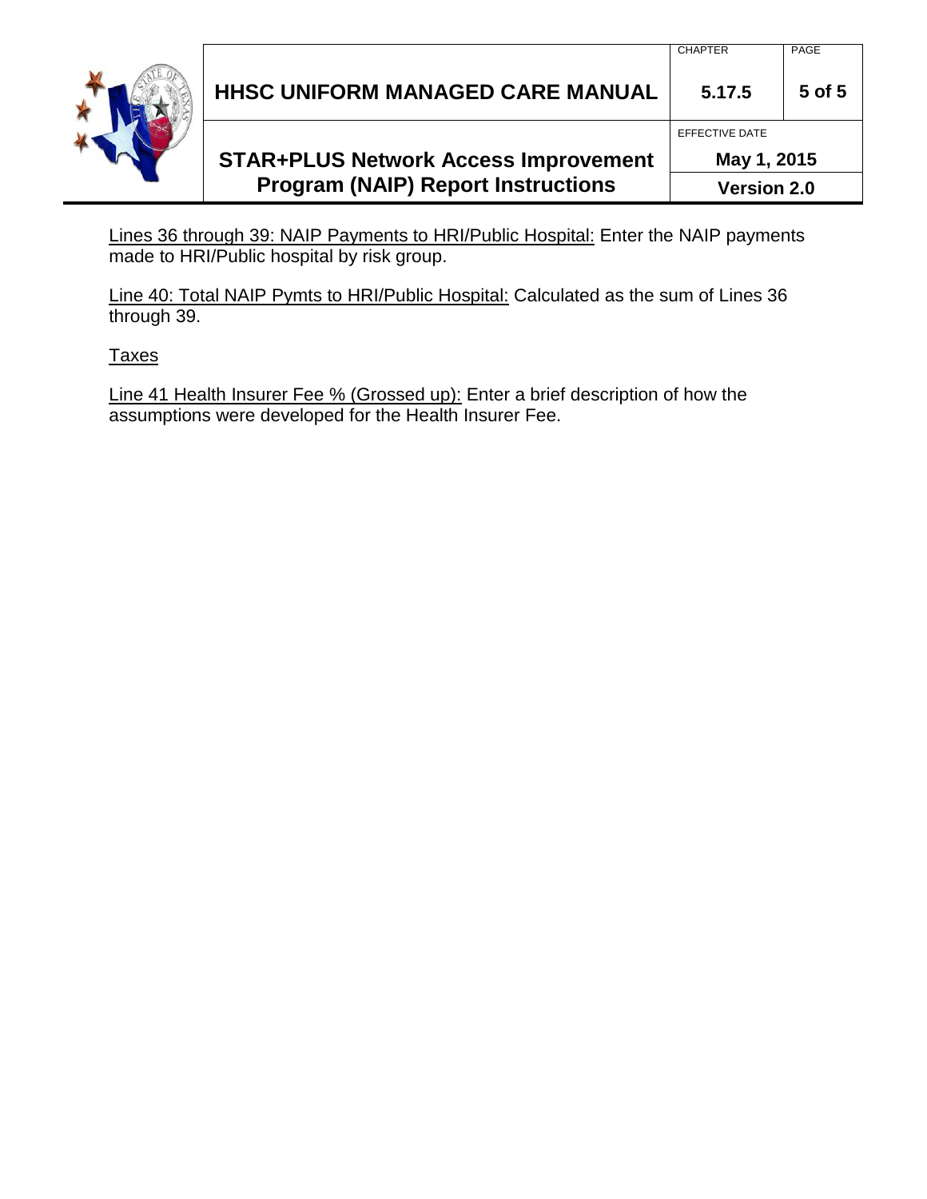Lines 36 through 39: NAIP Payments to HRI/Public Hospital: Enter the NAIP payments made to HRI/Public hospital by risk group.

Line 40: Total NAIP Pymts to HRI/Public Hospital: Calculated as the sum of Lines 36 through 39.

Taxes

Line 41 Health Insurer Fee % (Grossed up): Enter a brief description of how the assumptions were developed for the Health Insurer Fee.